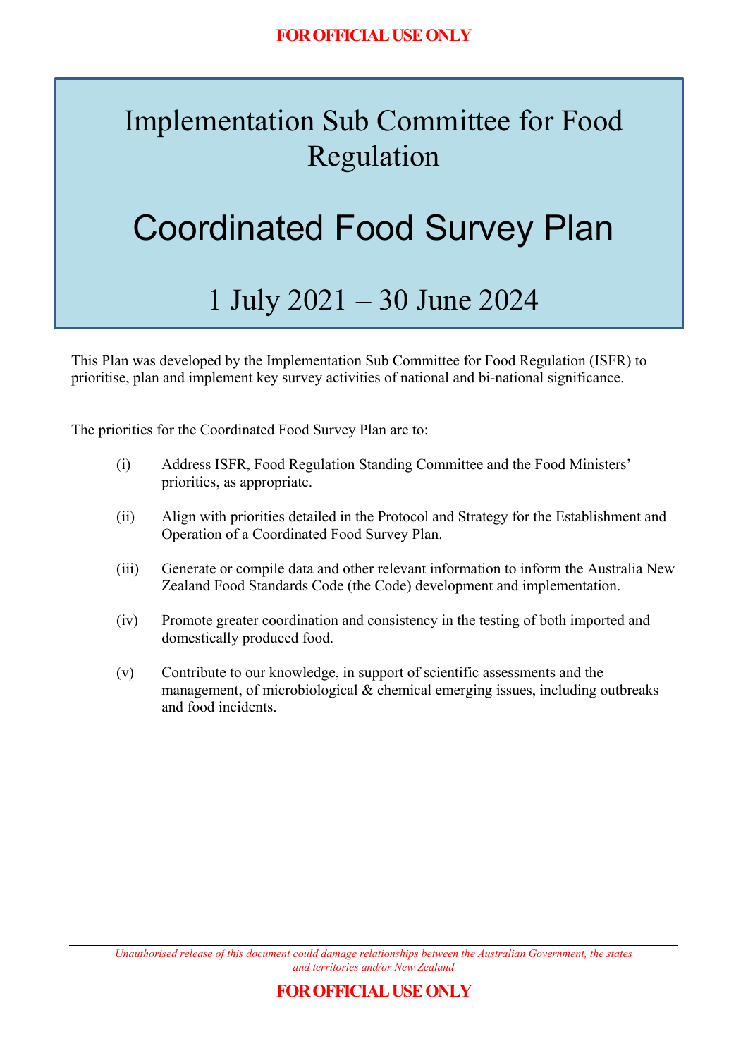# Implementation Sub Committee for Food Regulation

# Coordinated Food Survey Plan

## 1 July 2021 – 30 June 2024

This Plan was developed by the Implementation Sub Committee for Food Regulation (ISFR) to prioritise, plan and implement key survey activities of national and bi-national significance.

The priorities for the Coordinated Food Survey Plan are to:

(i) Address ISFR, Food Regulation Standing Committee and the Food Ministers' priorities, as appropriate.

(ii) Align with priorities detailed in the Protocol and Strategy for the Establishment and Operation of a Coordinated Food Survey Plan.

(iii) Generate or compile data and other relevant information to inform the Australia New Zealand Food Standards Code (the Code) development and implementation.

(iv) Promote greater coordination and consistency in the testing of both imported and domestically produced food.

(v) Contribute to our knowledge, in support of scientific assessments and the management, of microbiological & chemical emerging issues, including outbreaks and food incidents.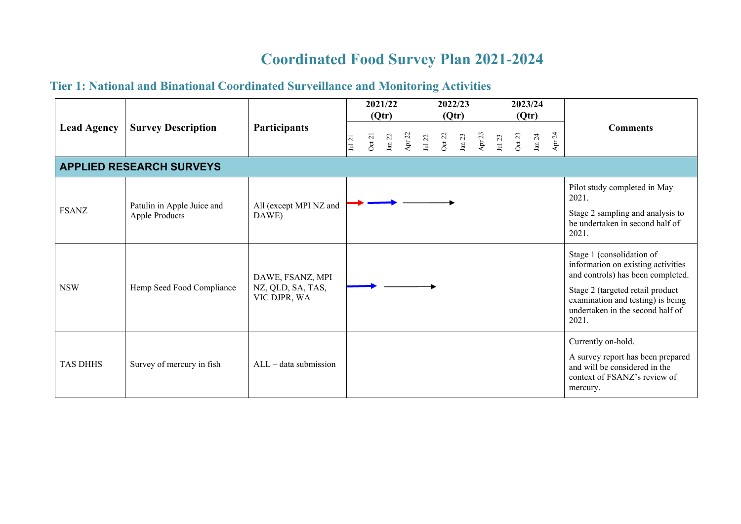# Coordinated Food Survey Plan 2021-2024

## Tier 1: National and Binational Coordinated Surveillance and Monitoring Activities

| Lead Agency | Survey Description | Participants | 2021/22 (Qtr) | | | | 2022/23 (Qtr) | | | | 2023/24 (Qtr) | | | | Comments |
|---|---|---|---|---|---|---|---|---|---|---|---|---|---|---|---|
| | | | Jul 21 | Oct 21 | Jan 22 | Apr 22 | Jul 22 | Oct 22 | Jan 23 | Apr 23 | Jul 23 | Oct 23 | Jan 24 | Apr 24 | |
| **APPLIED RESEARCH SURVEYS** | | | | | | | | | | | | | | | |
| FSANZ | Patulin in Apple Juice and Apple Products | All (except MPI NZ and DAWE) | | | | | | | | | | | | | Pilot study completed in May 2021. Stage 2 sampling and analysis to be undertaken in second half of 2021. |
| NSW | Hemp Seed Food Compliance | DAWE, FSANZ, MPI NZ, QLD, SA, TAS, VIC DJPR, WA | | | | | | | | | | | | | Stage 1 (consolidation of information on existing activities and controls) has been completed. Stage 2 (targeted retail product examination and testing) is being undertaken in the second half of 2021. |
| TAS DHHS | Survey of mercury in fish | ALL – data submission | | | | | | | | | | | | | Currently on-hold. A survey report has been prepared and will be considered in the context of FSANZ's review of mercury. |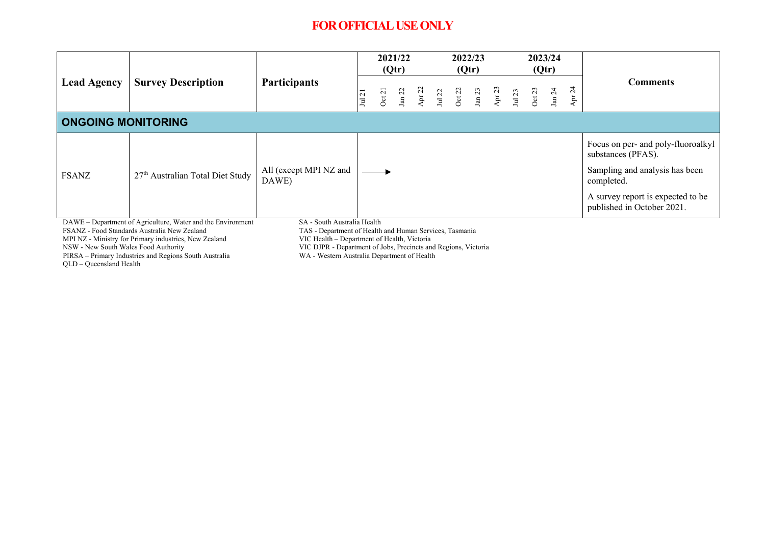**FOR OFFICIAL USE ONLY**

| Lead Agency | Survey Description | Participants | 2021/22 (Qtr) | | | | 2022/23 (Qtr) | | | | 2023/24 (Qtr) | | | | Comments |
|---|---|---|---|---|---|---|---|---|---|---|---|---|---|---|---|
| | | | Jul 21 | Oct 21 | Jan 22 | Apr 22 | Jul 22 | Oct 22 | Jan 23 | Apr 23 | Jul 23 | Oct 23 | Jan 24 | Apr 24 | |
| **ONGOING MONITORING** | | | | | | | | | | | | | | | |
| FSANZ | 27th Australian Total Diet Study | All (except MPI NZ and DAWE) | ——— | ——▶ | | | | | | | | | | | Focus on per- and poly-fluoroalkyl substances (PFAS).<br>Sampling and analysis has been completed.<br>A survey report is expected to be published in October 2021. |

DAWE – Department of Agriculture, Water and the Environment
FSANZ - Food Standards Australia New Zealand
MPI NZ - Ministry for Primary industries, New Zealand
NSW - New South Wales Food Authority
PIRSA – Primary Industries and Regions South Australia
QLD – Queensland Health
SA - South Australia Health
TAS - Department of Health and Human Services, Tasmania
VIC Health – Department of Health, Victoria
VIC DJPR - Department of Jobs, Precincts and Regions, Victoria
WA - Western Australia Department of Health